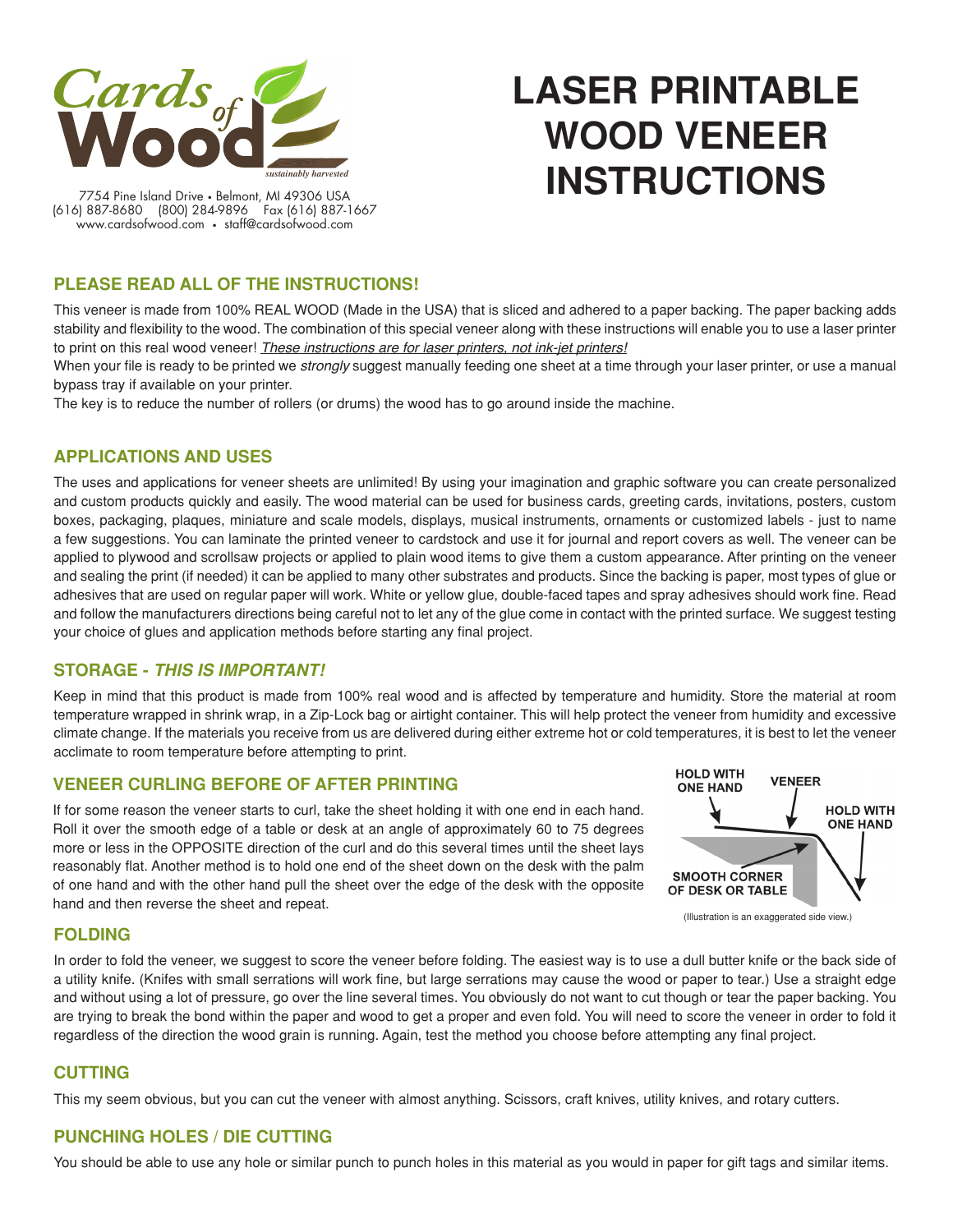Cards of Wood
sustainably harvested

7754 Pine Island Drive • Belmont, MI 49306 USA
(616) 887-8680 (800) 284-9896 Fax (616) 887-1667
www.cardsofwood.com • staff@cardsofwood.com

# LASER PRINTABLE WOOD VENEER INSTRUCTIONS

## PLEASE READ ALL OF THE INSTRUCTIONS!

This veneer is made from 100% REAL WOOD (Made in the USA) that is sliced and adhered to a paper backing. The paper backing adds stability and flexibility to the wood. The combination of this special veneer along with these instructions will enable you to use a laser printer to print on this real wood veneer! *These instructions are for laser printers, not ink-jet printers!*

When your file is ready to be printed we *strongly* suggest manually feeding one sheet at a time through your laser printer, or use a manual bypass tray if available on your printer.

The key is to reduce the number of rollers (or drums) the wood has to go around inside the machine.

## APPLICATIONS AND USES

The uses and applications for veneer sheets are unlimited! By using your imagination and graphic software you can create personalized and custom products quickly and easily. The wood material can be used for business cards, greeting cards, invitations, posters, custom boxes, packaging, plaques, miniature and scale models, displays, musical instruments, ornaments or customized labels - just to name a few suggestions. You can laminate the printed veneer to cardstock and use it for journal and report covers as well. The veneer can be applied to plywood and scrollsaw projects or applied to plain wood items to give them a custom appearance. After printing on the veneer and sealing the print (if needed) it can be applied to many other substrates and products. Since the backing is paper, most types of glue or adhesives that are used on regular paper will work. White or yellow glue, double-faced tapes and spray adhesives should work fine. Read and follow the manufacturers directions being careful not to let any of the glue come in contact with the printed surface. We suggest testing your choice of glues and application methods before starting any final project.

## STORAGE - *THIS IS IMPORTANT!*

Keep in mind that this product is made from 100% real wood and is affected by temperature and humidity. Store the material at room temperature wrapped in shrink wrap, in a Zip-Lock bag or airtight container. This will help protect the veneer from humidity and excessive climate change. If the materials you receive from us are delivered during either extreme hot or cold temperatures, it is best to let the veneer acclimate to room temperature before attempting to print.

## VENEER CURLING BEFORE OF AFTER PRINTING

If for some reason the veneer starts to curl, take the sheet holding it with one end in each hand. Roll it over the smooth edge of a table or desk at an angle of approximately 60 to 75 degrees more or less in the OPPOSITE direction of the curl and do this several times until the sheet lays reasonably flat. Another method is to hold one end of the sheet down on the desk with the palm of one hand and with the other hand pull the sheet over the edge of the desk with the opposite hand and then reverse the sheet and repeat.

HOLD WITH ONE HAND — VENEER — HOLD WITH ONE HAND — SMOOTH CORNER OF DESK OR TABLE

(Illustration is an exaggerated side view.)

## FOLDING

In order to fold the veneer, we suggest to score the veneer before folding. The easiest way is to use a dull butter knife or the back side of a utility knife. (Knifes with small serrations will work fine, but large serrations may cause the wood or paper to tear.) Use a straight edge and without using a lot of pressure, go over the line several times. You obviously do not want to cut though or tear the paper backing. You are trying to break the bond within the paper and wood to get a proper and even fold. You will need to score the veneer in order to fold it regardless of the direction the wood grain is running. Again, test the method you choose before attempting any final project.

## CUTTING

This my seem obvious, but you can cut the veneer with almost anything. Scissors, craft knives, utility knives, and rotary cutters.

## PUNCHING HOLES / DIE CUTTING

You should be able to use any hole or similar punch to punch holes in this material as you would in paper for gift tags and similar items.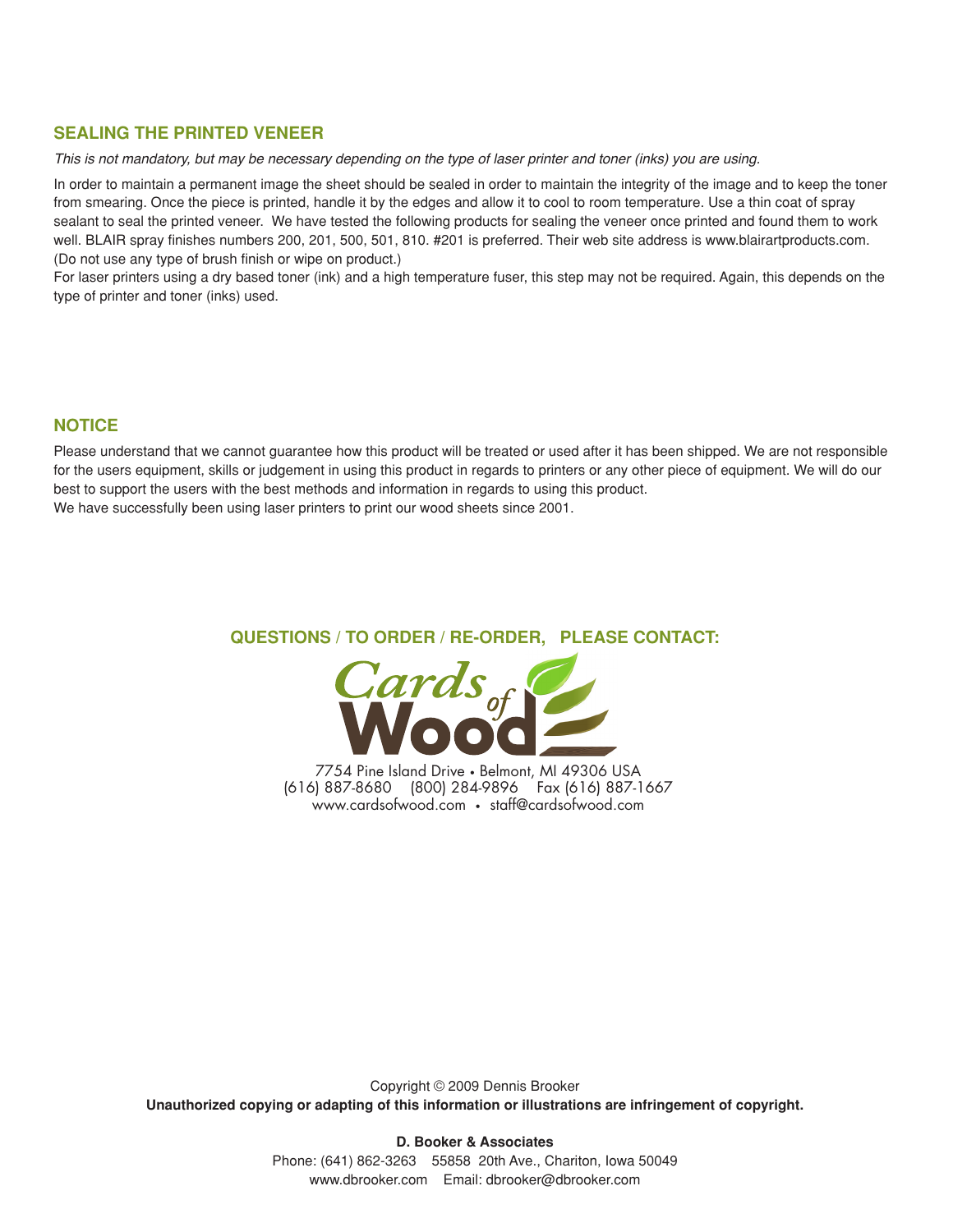## SEALING THE PRINTED VENEER

*This is not mandatory, but may be necessary depending on the type of laser printer and toner (inks) you are using.*

In order to maintain a permanent image the sheet should be sealed in order to maintain the integrity of the image and to keep the toner from smearing. Once the piece is printed, handle it by the edges and allow it to cool to room temperature. Use a thin coat of spray sealant to seal the printed veneer. We have tested the following products for sealing the veneer once printed and found them to work well. BLAIR spray finishes numbers 200, 201, 500, 501, 810. #201 is preferred. Their web site address is www.blairartproducts.com. (Do not use any type of brush finish or wipe on product.)

For laser printers using a dry based toner (ink) and a high temperature fuser, this step may not be required. Again, this depends on the type of printer and toner (inks) used.

## NOTICE

Please understand that we cannot guarantee how this product will be treated or used after it has been shipped. We are not responsible for the users equipment, skills or judgement in using this product in regards to printers or any other piece of equipment. We will do our best to support the users with the best methods and information in regards to using this product.

We have successfully been using laser printers to print our wood sheets since 2001.

**QUESTIONS / TO ORDER / RE-ORDER, PLEASE CONTACT:**

Cards of Wood

7754 Pine Island Drive • Belmont, MI 49306 USA

(616) 887-8680 (800) 284-9896 Fax (616) 887-1667

www.cardsofwood.com • staff@cardsofwood.com

Copyright © 2009 Dennis Brooker

**Unauthorized copying or adapting of this information or illustrations are infringement of copyright.**

**D. Booker & Associates**

Phone: (641) 862-3263 55858 20th Ave., Chariton, Iowa 50049

www.dbrooker.com Email: dbrooker@dbrooker.com